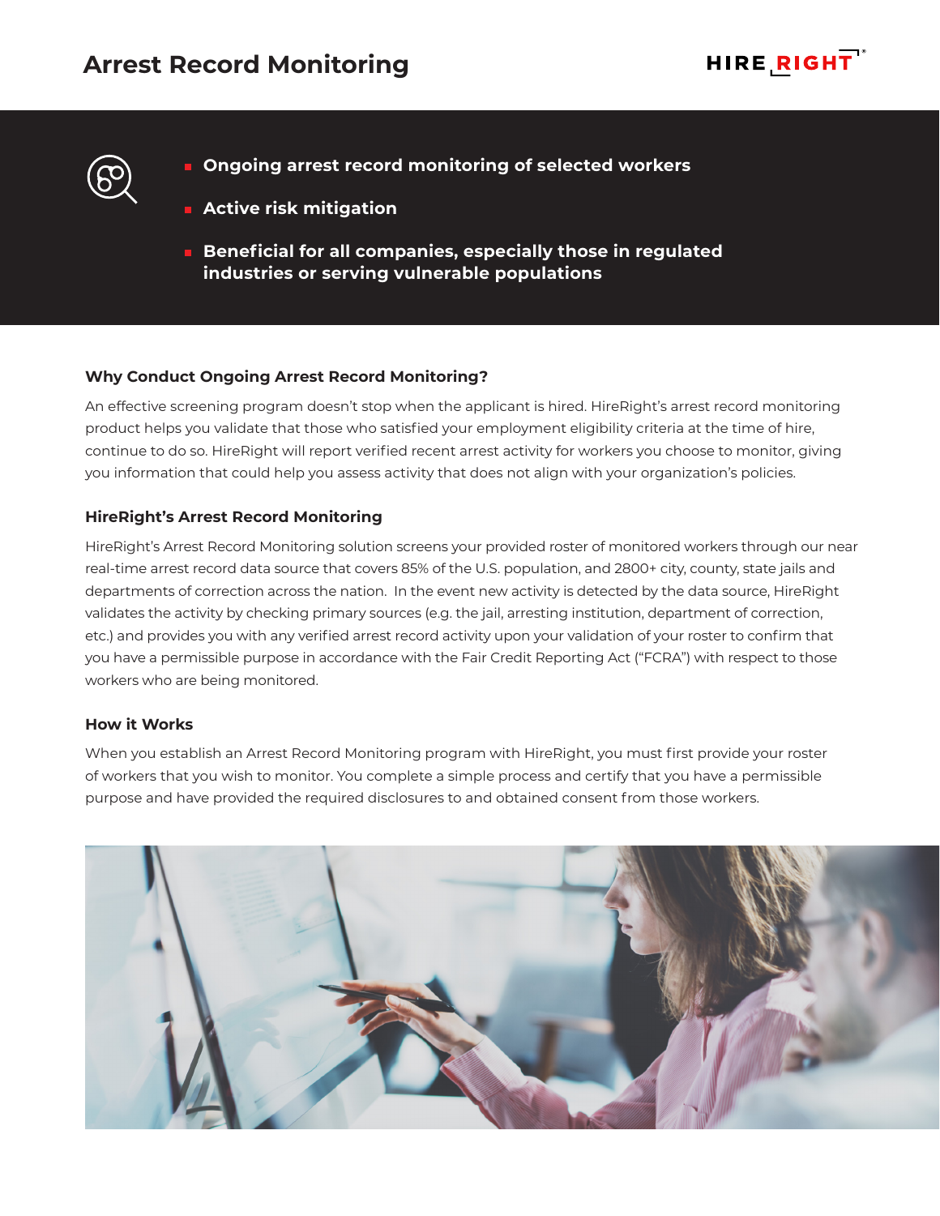# Arrest Record Monitoring

- **Ongoing arrest record monitoring of selected workers**
- **Active risk mitigation**
- **Beneficial for all companies, especially those in regulated industries or serving vulnerable populations**

### Why Conduct Ongoing Arrest Record Monitoring?

An effective screening program doesn't stop when the applicant is hired. HireRight's arrest record monitoring product helps you validate that those who satisfied your employment eligibility criteria at the time of hire, continue to do so. HireRight will report verified recent arrest activity for workers you choose to monitor, giving you information that could help you assess activity that does not align with your organization's policies.

### HireRight's Arrest Record Monitoring

HireRight's Arrest Record Monitoring solution screens your provided roster of monitored workers through our near real-time arrest record data source that covers 85% of the U.S. population, and 2800+ city, county, state jails and departments of correction across the nation. In the event new activity is detected by the data source, HireRight validates the activity by checking primary sources (e.g. the jail, arresting institution, department of correction, etc.) and provides you with any verified arrest record activity upon your validation of your roster to confirm that you have a permissible purpose in accordance with the Fair Credit Reporting Act ("FCRA") with respect to those workers who are being monitored.

### How it Works

When you establish an Arrest Record Monitoring program with HireRight, you must first provide your roster of workers that you wish to monitor. You complete a simple process and certify that you have a permissible purpose and have provided the required disclosures to and obtained consent from those workers.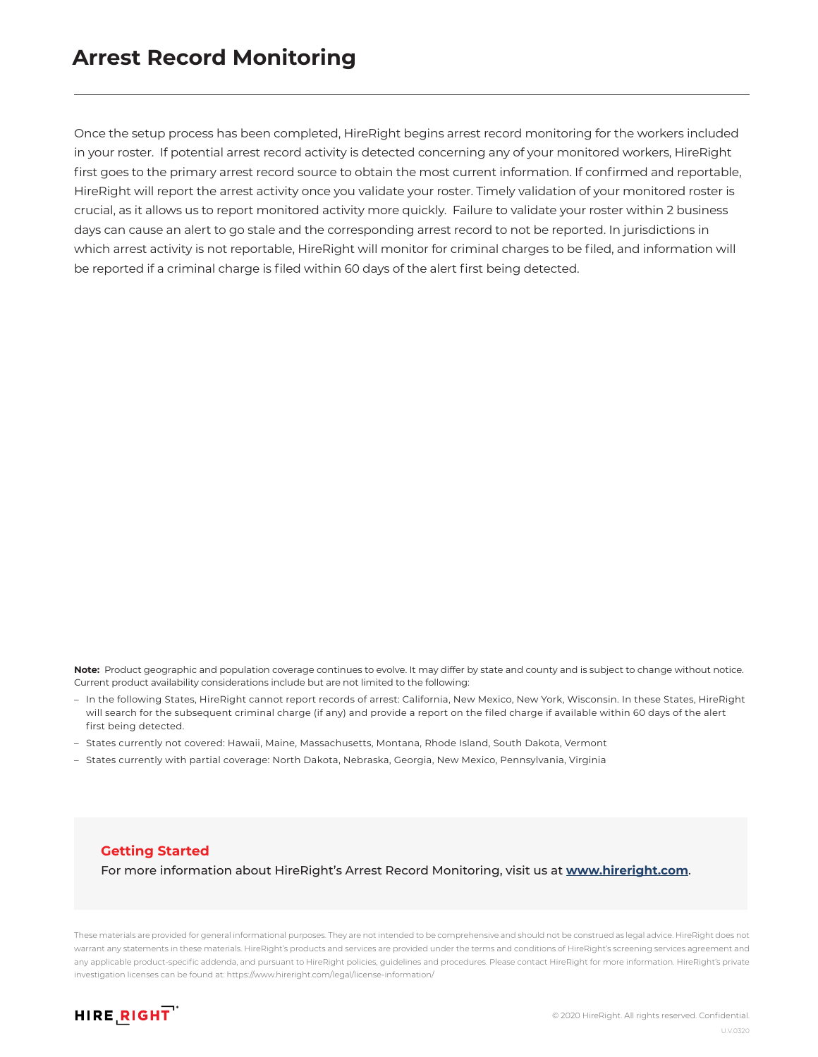## Arrest Record Monitoring

Once the setup process has been completed, HireRight begins arrest record monitoring for the workers included in your roster. If potential arrest record activity is detected concerning any of your monitored workers, HireRight first goes to the primary arrest record source to obtain the most current information. If confirmed and reportable, HireRight will report the arrest activity once you validate your roster. Timely validation of your monitored roster is crucial, as it allows us to report monitored activity more quickly. Failure to validate your roster within 2 business days can cause an alert to go stale and the corresponding arrest record to not be reported. In jurisdictions in which arrest activity is not reportable, HireRight will monitor for criminal charges to be filed, and information will be reported if a criminal charge is filed within 60 days of the alert first being detected.

**Note:** Product geographic and population coverage continues to evolve. It may differ by state and county and is subject to change without notice. Current product availability considerations include but are not limited to the following:

- In the following States, HireRight cannot report records of arrest: California, New Mexico, New York, Wisconsin. In these States, HireRight will search for the subsequent criminal charge (if any) and provide a report on the filed charge if available within 60 days of the alert first being detected.
- States currently not covered: Hawaii, Maine, Massachusetts, Montana, Rhode Island, South Dakota, Vermont
- States currently with partial coverage: North Dakota, Nebraska, Georgia, New Mexico, Pennsylvania, Virginia

### Getting Started

For more information about HireRight's Arrest Record Monitoring, visit us at **www.hireright.com**.

These materials are provided for general informational purposes. They are not intended to be comprehensive and should not be construed as legal advice. HireRight does not warrant any statements in these materials. HireRight's products and services are provided under the terms and conditions of HireRight's screening services agreement and any applicable product-specific addenda, and pursuant to HireRight policies, guidelines and procedures. Please contact HireRight for more information. HireRight's private investigation licenses can be found at: https://www.hireright.com/legal/license-information/

HIRE RIGHT

© 2020 HireRight. All rights reserved. Confidential.

U.V.0320